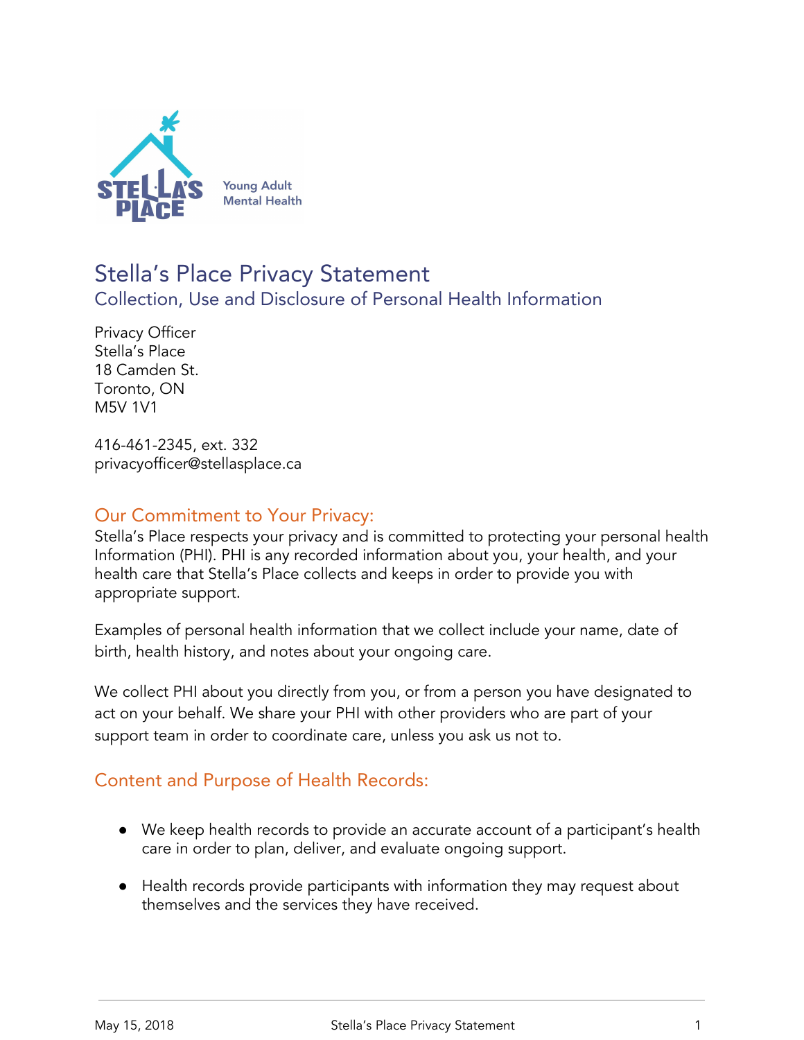# Stella's Place Privacy Statement

## Collection, Use and Disclosure of Personal Health Information

Privacy Officer
Stella's Place
18 Camden St.
Toronto, ON
M5V 1V1

416-461-2345, ext. 332
privacyofficer@stellasplace.ca

### Our Commitment to Your Privacy:

Stella's Place respects your privacy and is committed to protecting your personal health Information (PHI). PHI is any recorded information about you, your health, and your health care that Stella's Place collects and keeps in order to provide you with appropriate support.

Examples of personal health information that we collect include your name, date of birth, health history, and notes about your ongoing care.

We collect PHI about you directly from you, or from a person you have designated to act on your behalf. We share your PHI with other providers who are part of your support team in order to coordinate care, unless you ask us not to.

### Content and Purpose of Health Records:

- We keep health records to provide an accurate account of a participant's health care in order to plan, deliver, and evaluate ongoing support.
- Health records provide participants with information they may request about themselves and the services they have received.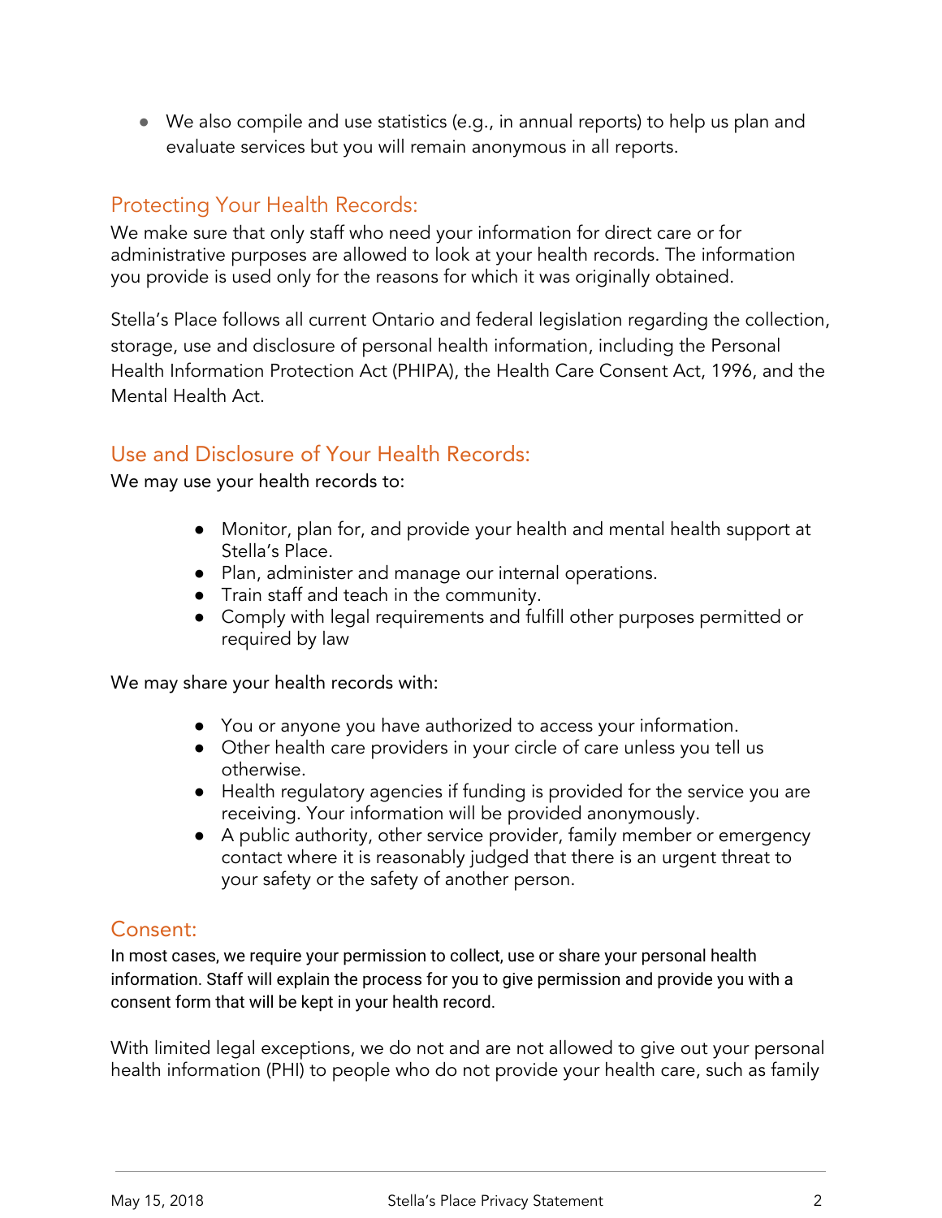- We also compile and use statistics (e.g., in annual reports) to help us plan and evaluate services but you will remain anonymous in all reports.

## Protecting Your Health Records:

We make sure that only staff who need your information for direct care or for administrative purposes are allowed to look at your health records. The information you provide is used only for the reasons for which it was originally obtained.

Stella's Place follows all current Ontario and federal legislation regarding the collection, storage, use and disclosure of personal health information, including the Personal Health Information Protection Act (PHIPA), the Health Care Consent Act, 1996, and the Mental Health Act.

## Use and Disclosure of Your Health Records:

We may use your health records to:

- Monitor, plan for, and provide your health and mental health support at Stella's Place.
- Plan, administer and manage our internal operations.
- Train staff and teach in the community.
- Comply with legal requirements and fulfill other purposes permitted or required by law

We may share your health records with:

- You or anyone you have authorized to access your information.
- Other health care providers in your circle of care unless you tell us otherwise.
- Health regulatory agencies if funding is provided for the service you are receiving. Your information will be provided anonymously.
- A public authority, other service provider, family member or emergency contact where it is reasonably judged that there is an urgent threat to your safety or the safety of another person.

## Consent:

In most cases, we require your permission to collect, use or share your personal health information. Staff will explain the process for you to give permission and provide you with a consent form that will be kept in your health record.

With limited legal exceptions, we do not and are not allowed to give out your personal health information (PHI) to people who do not provide your health care, such as family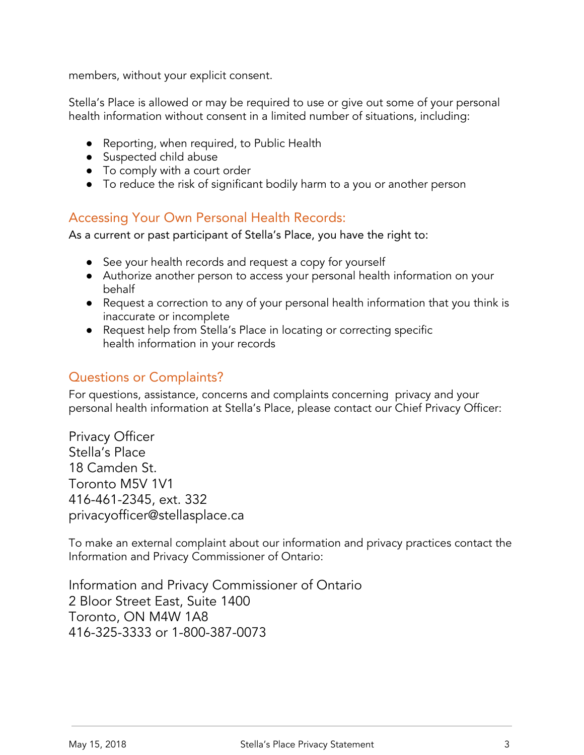members, without your explicit consent.

Stella's Place is allowed or may be required to use or give out some of your personal health information without consent in a limited number of situations, including:

- Reporting, when required, to Public Health
- Suspected child abuse
- To comply with a court order
- To reduce the risk of significant bodily harm to a you or another person

## Accessing Your Own Personal Health Records:

As a current or past participant of Stella's Place, you have the right to:

- See your health records and request a copy for yourself
- Authorize another person to access your personal health information on your behalf
- Request a correction to any of your personal health information that you think is inaccurate or incomplete
- Request help from Stella's Place in locating or correcting specific health information in your records

## Questions or Complaints?

For questions, assistance, concerns and complaints concerning privacy and your personal health information at Stella's Place, please contact our Chief Privacy Officer:

Privacy Officer
Stella's Place
18 Camden St.
Toronto M5V 1V1
416-461-2345, ext. 332
privacyofficer@stellasplace.ca

To make an external complaint about our information and privacy practices contact the Information and Privacy Commissioner of Ontario:

Information and Privacy Commissioner of Ontario
2 Bloor Street East, Suite 1400
Toronto, ON M4W 1A8
416-325-3333 or 1-800-387-0073